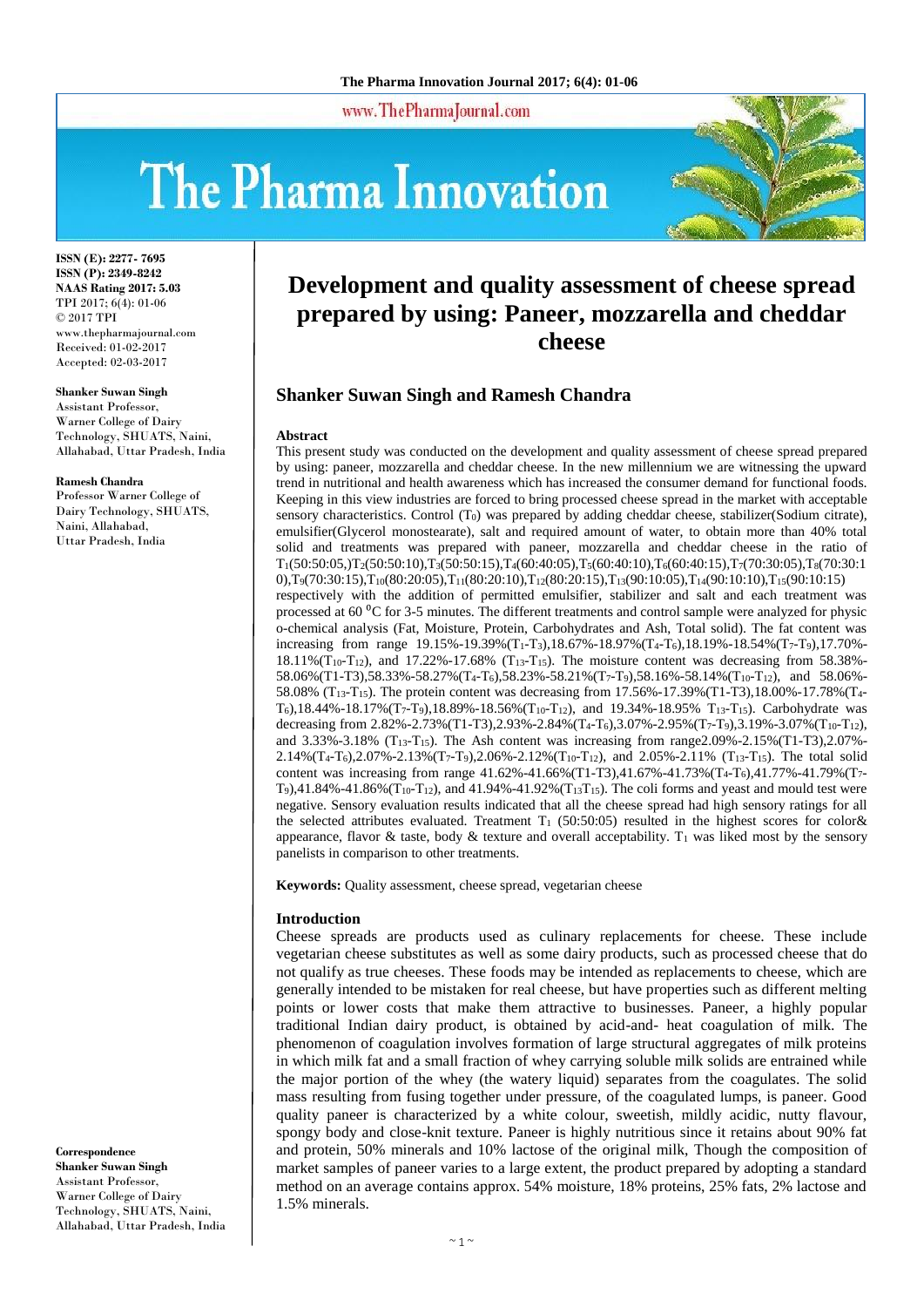**ISSN (E): 2277- 7695**
**ISSN (P): 2349-8242**
**NAAS Rating 2017: 5.03**
TPI 2017; 6(4): 01-06
© 2017 TPI
www.thepharmajournal.com
Received: 01-02-2017
Accepted: 02-03-2017

**Shanker Suwan Singh**
Assistant Professor, Warner College of Dairy Technology, SHUATS, Naini, Allahabad, Uttar Pradesh, India

**Ramesh Chandra**
Professor Warner College of Dairy Technology, SHUATS, Naini, Allahabad, Uttar Pradesh, India

**Correspondence**
**Shanker Suwan Singh**
Assistant Professor, Warner College of Dairy Technology, SHUATS, Naini, Allahabad, Uttar Pradesh, India

# Development and quality assessment of cheese spread prepared by using: Paneer, mozzarella and cheddar cheese

## Shanker Suwan Singh and Ramesh Chandra

### Abstract

This present study was conducted on the development and quality assessment of cheese spread prepared by using: paneer, mozzarella and cheddar cheese. In the new millennium we are witnessing the upward trend in nutritional and health awareness which has increased the consumer demand for functional foods. Keeping in this view industries are forced to bring processed cheese spread in the market with acceptable sensory characteristics. Control ($T_0$) was prepared by adding cheddar cheese, stabilizer(Sodium citrate), emulsifier(Glycerol monostearate), salt and required amount of water, to obtain more than 40% total solid and treatments was prepared with paneer, mozzarella and cheddar cheese in the ratio of $T_1$(50:50:05),$T_2$(50:50:10),$T_3$(50:50:15),$T_4$(60:40:05),$T_5$(60:40:10),$T_6$(60:40:15),$T_7$(70:30:05),$T_8$(70:30:10),$T_9$(70:30:15),$T_{10}$(80:20:05),$T_{11}$(80:20:10),$T_{12}$(80:20:15),$T_{13}$(90:10:05),$T_{14}$(90:10:10),$T_{15}$(90:10:15) respectively with the addition of permitted emulsifier, stabilizer and salt and each treatment was processed at 60 $^0$C for 3-5 minutes. The different treatments and control sample were analyzed for physic o-chemical analysis (Fat, Moisture, Protein, Carbohydrates and Ash, Total solid). The fat content was increasing from range 19.15%-19.39%($T_1$-$T_3$),18.67%-18.97%($T_4$-$T_6$),18.19%-18.54%($T_7$-$T_9$),17.70%-18.11%($T_{10}$-$T_{12}$), and 17.22%-17.68% ($T_{13}$-$T_{15}$). The moisture content was decreasing from 58.38%-58.06%(T1-T3),58.33%-58.27%($T_4$-$T_6$),58.23%-58.21%($T_7$-$T_9$),58.16%-58.14%($T_{10}$-$T_{12}$), and 58.06%-58.08% ($T_{13}$-$T_{15}$). The protein content was decreasing from 17.56%-17.39%(T1-T3),18.00%-17.78%($T_4$-$T_6$),18.44%-18.17%($T_7$-$T_9$),18.89%-18.56%($T_{10}$-$T_{12}$), and 19.34%-18.95% $T_{13}$-$T_{15}$). Carbohydrate was decreasing from 2.82%-2.73%(T1-T3),2.93%-2.84%($T_4$-$T_6$),3.07%-2.95%($T_7$-$T_9$),3.19%-3.07%($T_{10}$-$T_{12}$), and 3.33%-3.18% ($T_{13}$-$T_{15}$). The Ash content was increasing from range2.09%-2.15%(T1-T3),2.07%-2.14%($T_4$-$T_6$),2.07%-2.13%($T_7$-$T_9$),2.06%-2.12%($T_{10}$-$T_{12}$), and 2.05%-2.11% ($T_{13}$-$T_{15}$). The total solid content was increasing from range 41.62%-41.66%(T1-T3),41.67%-41.73%($T_4$-$T_6$),41.77%-41.79%($T_7$-$T_9$),41.84%-41.86%($T_{10}$-$T_{12}$), and 41.94%-41.92%($T_{13}$$T_{15}$). The coli forms and yeast and mould test were negative. Sensory evaluation results indicated that all the cheese spread had high sensory ratings for all the selected attributes evaluated. Treatment $T_1$ (50:50:05) resulted in the highest scores for color& appearance, flavor & taste, body & texture and overall acceptability. $T_1$ was liked most by the sensory panelists in comparison to other treatments.

**Keywords:** Quality assessment, cheese spread, vegetarian cheese

### Introduction

Cheese spreads are products used as culinary replacements for cheese. These include vegetarian cheese substitutes as well as some dairy products, such as processed cheese that do not qualify as true cheeses. These foods may be intended as replacements to cheese, which are generally intended to be mistaken for real cheese, but have properties such as different melting points or lower costs that make them attractive to businesses. Paneer, a highly popular traditional Indian dairy product, is obtained by acid-and- heat coagulation of milk. The phenomenon of coagulation involves formation of large structural aggregates of milk proteins in which milk fat and a small fraction of whey carrying soluble milk solids are entrained while the major portion of the whey (the watery liquid) separates from the coagulates. The solid mass resulting from fusing together under pressure, of the coagulated lumps, is paneer. Good quality paneer is characterized by a white colour, sweetish, mildly acidic, nutty flavour, spongy body and close-knit texture. Paneer is highly nutritious since it retains about 90% fat and protein, 50% minerals and 10% lactose of the original milk, Though the composition of market samples of paneer varies to a large extent, the product prepared by adopting a standard method on an average contains approx. 54% moisture, 18% proteins, 25% fats, 2% lactose and 1.5% minerals.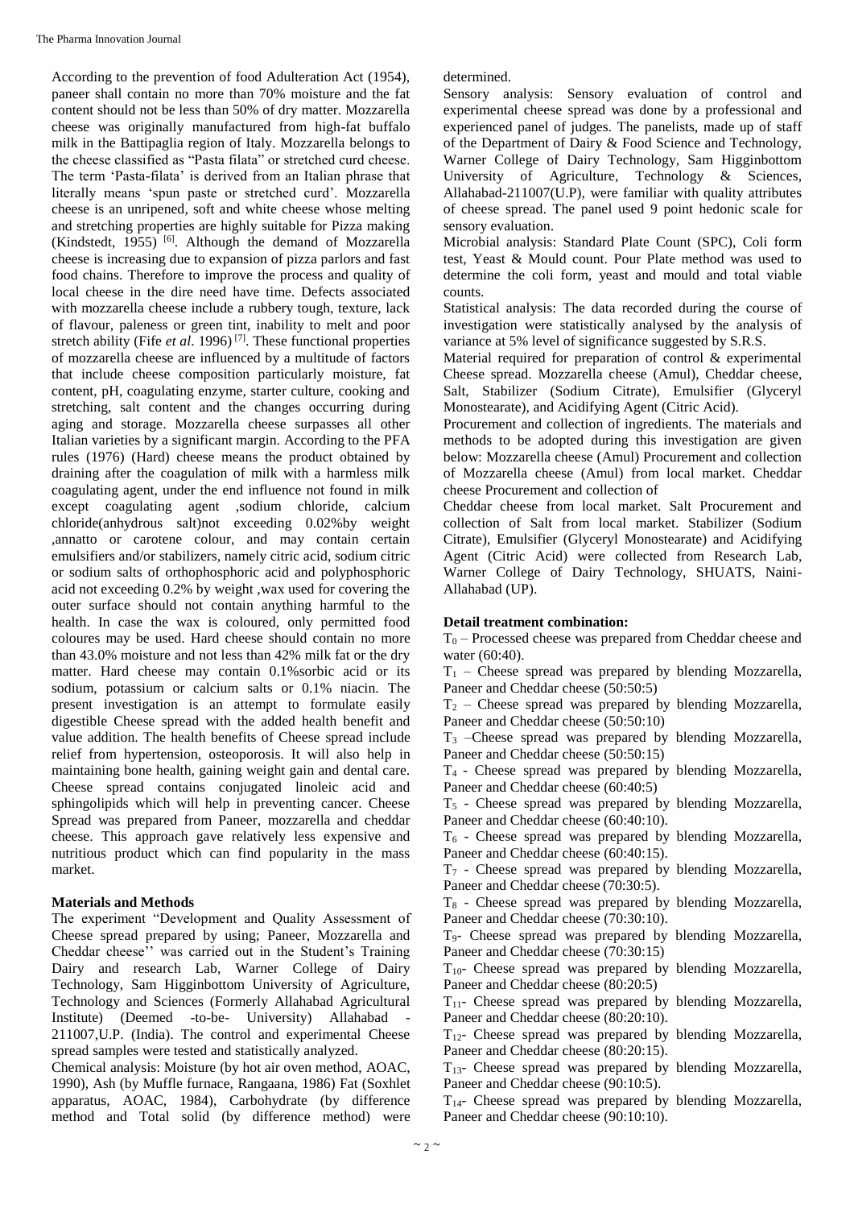According to the prevention of food Adulteration Act (1954), paneer shall contain no more than 70% moisture and the fat content should not be less than 50% of dry matter. Mozzarella cheese was originally manufactured from high-fat buffalo milk in the Battipaglia region of Italy. Mozzarella belongs to the cheese classified as "Pasta filata" or stretched curd cheese. The term 'Pasta-filata' is derived from an Italian phrase that literally means 'spun paste or stretched curd'. Mozzarella cheese is an unripened, soft and white cheese whose melting and stretching properties are highly suitable for Pizza making (Kindstedt, 1955) [6]. Although the demand of Mozzarella cheese is increasing due to expansion of pizza parlors and fast food chains. Therefore to improve the process and quality of local cheese in the dire need have time. Defects associated with mozzarella cheese include a rubbery tough, texture, lack of flavour, paleness or green tint, inability to melt and poor stretch ability (Fife *et al*. 1996) [7]. These functional properties of mozzarella cheese are influenced by a multitude of factors that include cheese composition particularly moisture, fat content, pH, coagulating enzyme, starter culture, cooking and stretching, salt content and the changes occurring during aging and storage. Mozzarella cheese surpasses all other Italian varieties by a significant margin. According to the PFA rules (1976) (Hard) cheese means the product obtained by draining after the coagulation of milk with a harmless milk coagulating agent, under the end influence not found in milk except coagulating agent ,sodium chloride, calcium chloride(anhydrous salt)not exceeding 0.02%by weight ,annatto or carotene colour, and may contain certain emulsifiers and/or stabilizers, namely citric acid, sodium citric or sodium salts of orthophosphoric acid and polyphosphoric acid not exceeding 0.2% by weight ,wax used for covering the outer surface should not contain anything harmful to the health. In case the wax is coloured, only permitted food coloures may be used. Hard cheese should contain no more than 43.0% moisture and not less than 42% milk fat or the dry matter. Hard cheese may contain 0.1%sorbic acid or its sodium, potassium or calcium salts or 0.1% niacin. The present investigation is an attempt to formulate easily digestible Cheese spread with the added health benefit and value addition. The health benefits of Cheese spread include relief from hypertension, osteoporosis. It will also help in maintaining bone health, gaining weight gain and dental care. Cheese spread contains conjugated linoleic acid and sphingolipids which will help in preventing cancer. Cheese Spread was prepared from Paneer, mozzarella and cheddar cheese. This approach gave relatively less expensive and nutritious product which can find popularity in the mass market.

## Materials and Methods

The experiment "Development and Quality Assessment of Cheese spread prepared by using; Paneer, Mozzarella and Cheddar cheese'' was carried out in the Student's Training Dairy and research Lab, Warner College of Dairy Technology, Sam Higginbottom University of Agriculture, Technology and Sciences (Formerly Allahabad Agricultural Institute) (Deemed -to-be- University) Allahabad - 211007,U.P. (India). The control and experimental Cheese spread samples were tested and statistically analyzed.

Chemical analysis: Moisture (by hot air oven method, AOAC, 1990), Ash (by Muffle furnace, Rangaana, 1986) Fat (Soxhlet apparatus, AOAC, 1984), Carbohydrate (by difference method and Total solid (by difference method) were determined.

Sensory analysis: Sensory evaluation of control and experimental cheese spread was done by a professional and experienced panel of judges. The panelists, made up of staff of the Department of Dairy & Food Science and Technology, Warner College of Dairy Technology, Sam Higginbottom University of Agriculture, Technology & Sciences, Allahabad-211007(U.P), were familiar with quality attributes of cheese spread. The panel used 9 point hedonic scale for sensory evaluation.

Microbial analysis: Standard Plate Count (SPC), Coli form test, Yeast & Mould count. Pour Plate method was used to determine the coli form, yeast and mould and total viable counts.

Statistical analysis: The data recorded during the course of investigation were statistically analysed by the analysis of variance at 5% level of significance suggested by S.R.S.

Material required for preparation of control & experimental Cheese spread. Mozzarella cheese (Amul), Cheddar cheese, Salt, Stabilizer (Sodium Citrate), Emulsifier (Glyceryl Monostearate), and Acidifying Agent (Citric Acid).

Procurement and collection of ingredients. The materials and methods to be adopted during this investigation are given below: Mozzarella cheese (Amul) Procurement and collection of Mozzarella cheese (Amul) from local market. Cheddar cheese Procurement and collection of

Cheddar cheese from local market. Salt Procurement and collection of Salt from local market. Stabilizer (Sodium Citrate), Emulsifier (Glyceryl Monostearate) and Acidifying Agent (Citric Acid) were collected from Research Lab, Warner College of Dairy Technology, SHUATS, Naini-Allahabad (UP).

### Detail treatment combination:

$T_0$ – Processed cheese was prepared from Cheddar cheese and water (60:40).

$T_1$ – Cheese spread was prepared by blending Mozzarella, Paneer and Cheddar cheese (50:50:5)

$T_2$ – Cheese spread was prepared by blending Mozzarella, Paneer and Cheddar cheese (50:50:10)

$T_3$ –Cheese spread was prepared by blending Mozzarella, Paneer and Cheddar cheese (50:50:15)

$T_4$ - Cheese spread was prepared by blending Mozzarella, Paneer and Cheddar cheese (60:40:5)

$T_5$ - Cheese spread was prepared by blending Mozzarella, Paneer and Cheddar cheese (60:40:10).

$T_6$ - Cheese spread was prepared by blending Mozzarella, Paneer and Cheddar cheese (60:40:15).

$T_7$ - Cheese spread was prepared by blending Mozzarella, Paneer and Cheddar cheese (70:30:5).

$T_8$ - Cheese spread was prepared by blending Mozzarella, Paneer and Cheddar cheese (70:30:10).

$T_9$- Cheese spread was prepared by blending Mozzarella, Paneer and Cheddar cheese (70:30:15)

$T_{10}$- Cheese spread was prepared by blending Mozzarella, Paneer and Cheddar cheese (80:20:5)

$T_{11}$- Cheese spread was prepared by blending Mozzarella, Paneer and Cheddar cheese (80:20:10).

$T_{12}$- Cheese spread was prepared by blending Mozzarella, Paneer and Cheddar cheese (80:20:15).

$T_{13}$- Cheese spread was prepared by blending Mozzarella, Paneer and Cheddar cheese (90:10:5).

$T_{14}$- Cheese spread was prepared by blending Mozzarella, Paneer and Cheddar cheese (90:10:10).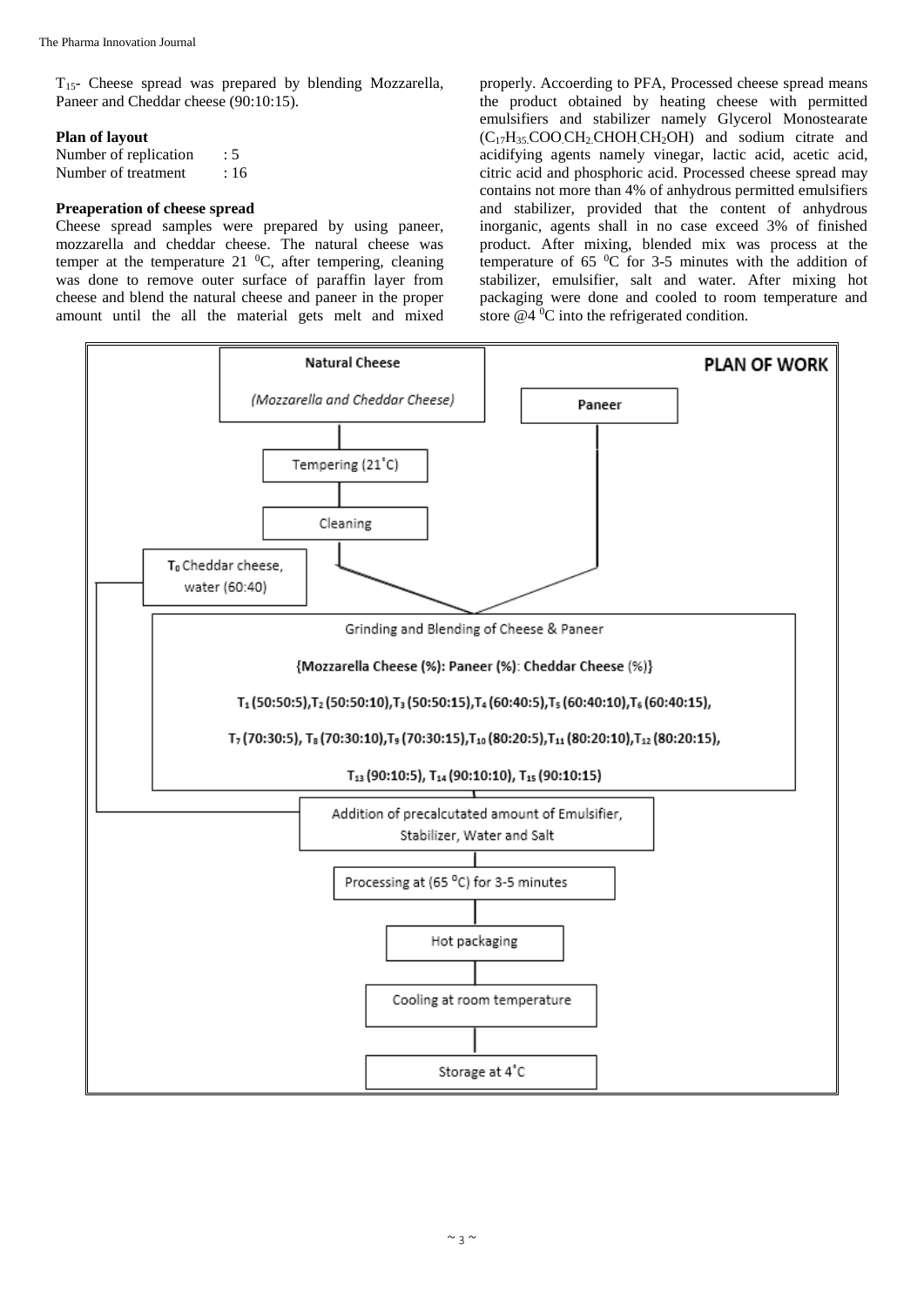$T_{15}$- Cheese spread was prepared by blending Mozzarella, Paneer and Cheddar cheese (90:10:15).

**Plan of layout**

Number of replication : 5
Number of treatment : 16

**Preaperation of cheese spread**

Cheese spread samples were prepared by using paneer, mozzarella and cheddar cheese. The natural cheese was temper at the temperature 21 $^0$C, after tempering, cleaning was done to remove outer surface of paraffin layer from cheese and blend the natural cheese and paneer in the proper amount until the all the material gets melt and mixed properly. Accoerding to PFA, Processed cheese spread means the product obtained by heating cheese with permitted emulsifiers and stabilizer namely Glycerol Monostearate ($C_{17}H_{35}$.COO.$CH_2$.CHOH.$CH_2$OH) and sodium citrate and acidifying agents namely vinegar, lactic acid, acetic acid, citric acid and phosphoric acid. Processed cheese spread may contains not more than 4% of anhydrous permitted emulsifiers and stabilizer, provided that the content of anhydrous inorganic, agents shall in no case exceed 3% of finished product. After mixing, blended mix was process at the temperature of 65 $^0$C for 3-5 minutes with the addition of stabilizer, emulsifier, salt and water. After mixing hot packaging were done and cooled to room temperature and store @4 $^0$C into the refrigerated condition.

**PLAN OF WORK**

- Natural Cheese (Mozzarella and Cheddar Cheese)
- Tempering (21˚C)
- Cleaning
- Paneer
- $T_0$ Cheddar cheese, water (60:40)
- Grinding and Blending of Cheese & Paneer
  {Mozzarella Cheese (%): Paneer (%): Cheddar Cheese (%)}
  $T_1$ (50:50:5), $T_2$ (50:50:10), $T_3$ (50:50:15), $T_4$ (60:40:5), $T_5$ (60:40:10), $T_6$ (60:40:15), $T_7$ (70:30:5), $T_8$ (70:30:10), $T_9$ (70:30:15), $T_{10}$ (80:20:5), $T_{11}$ (80:20:10), $T_{12}$ (80:20:15), $T_{13}$ (90:10:5), $T_{14}$ (90:10:10), $T_{15}$ (90:10:15)
- Addition of precalcutated amount of Emulsifier, Stabilizer, Water and Salt
- Processing at (65 $^0$C) for 3-5 minutes
- Hot packaging
- Cooling at room temperature
- Storage at 4˚C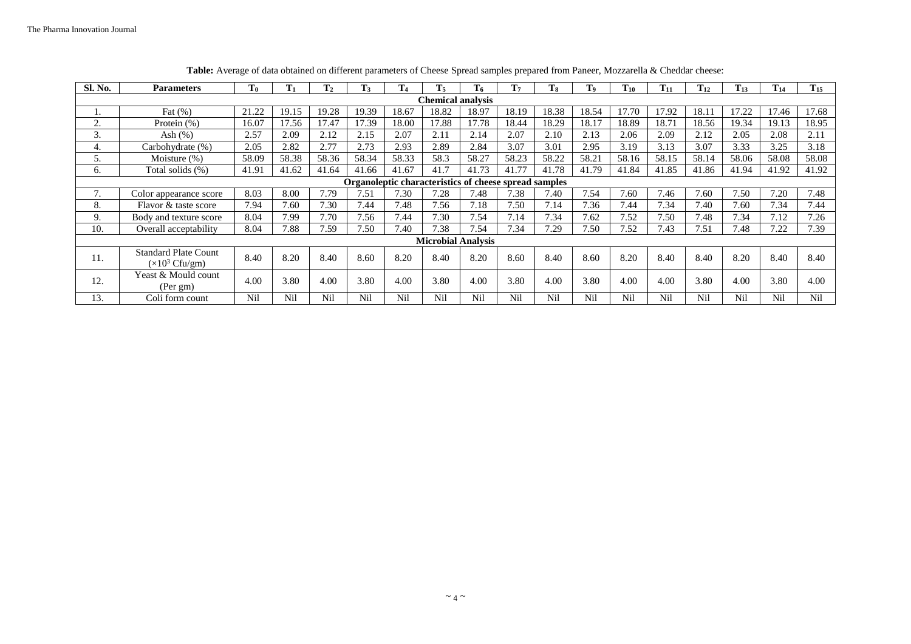**Table:** Average of data obtained on different parameters of Cheese Spread samples prepared from Paneer, Mozzarella & Cheddar cheese:

| Sl. No. | Parameters | $T_0$ | $T_1$ | $T_2$ | $T_3$ | $T_4$ | $T_5$ | $T_6$ | $T_7$ | $T_8$ | $T_9$ | $T_{10}$ | $T_{11}$ | $T_{12}$ | $T_{13}$ | $T_{14}$ | $T_{15}$ |
|---|---|---|---|---|---|---|---|---|---|---|---|---|---|---|---|---|---|
| **Chemical analysis** | | | | | | | | | | | | | | | | | |
| 1. | Fat (%) | 21.22 | 19.15 | 19.28 | 19.39 | 18.67 | 18.82 | 18.97 | 18.19 | 18.38 | 18.54 | 17.70 | 17.92 | 18.11 | 17.22 | 17.46 | 17.68 |
| 2. | Protein (%) | 16.07 | 17.56 | 17.47 | 17.39 | 18.00 | 17.88 | 17.78 | 18.44 | 18.29 | 18.17 | 18.89 | 18.71 | 18.56 | 19.34 | 19.13 | 18.95 |
| 3. | Ash (%) | 2.57 | 2.09 | 2.12 | 2.15 | 2.07 | 2.11 | 2.14 | 2.07 | 2.10 | 2.13 | 2.06 | 2.09 | 2.12 | 2.05 | 2.08 | 2.11 |
| 4. | Carbohydrate (%) | 2.05 | 2.82 | 2.77 | 2.73 | 2.93 | 2.89 | 2.84 | 3.07 | 3.01 | 2.95 | 3.19 | 3.13 | 3.07 | 3.33 | 3.25 | 3.18 |
| 5. | Moisture (%) | 58.09 | 58.38 | 58.36 | 58.34 | 58.33 | 58.3 | 58.27 | 58.23 | 58.22 | 58.21 | 58.16 | 58.15 | 58.14 | 58.06 | 58.08 | 58.08 |
| 6. | Total solids (%) | 41.91 | 41.62 | 41.64 | 41.66 | 41.67 | 41.7 | 41.73 | 41.77 | 41.78 | 41.79 | 41.84 | 41.85 | 41.86 | 41.94 | 41.92 | 41.92 |
| **Organoleptic characteristics of cheese spread samples** | | | | | | | | | | | | | | | | | |
| 7. | Color appearance score | 8.03 | 8.00 | 7.79 | 7.51 | 7.30 | 7.28 | 7.48 | 7.38 | 7.40 | 7.54 | 7.60 | 7.46 | 7.60 | 7.50 | 7.20 | 7.48 |
| 8. | Flavor & taste score | 7.94 | 7.60 | 7.30 | 7.44 | 7.48 | 7.56 | 7.18 | 7.50 | 7.14 | 7.36 | 7.44 | 7.34 | 7.40 | 7.60 | 7.34 | 7.44 |
| 9. | Body and texture score | 8.04 | 7.99 | 7.70 | 7.56 | 7.44 | 7.30 | 7.54 | 7.14 | 7.34 | 7.62 | 7.52 | 7.50 | 7.48 | 7.34 | 7.12 | 7.26 |
| 10. | Overall acceptability | 8.04 | 7.88 | 7.59 | 7.50 | 7.40 | 7.38 | 7.54 | 7.34 | 7.29 | 7.50 | 7.52 | 7.43 | 7.51 | 7.48 | 7.22 | 7.39 |
| **Microbial Analysis** | | | | | | | | | | | | | | | | | |
| 11. | Standard Plate Count ($\times 10^3$ Cfu/gm) | 8.40 | 8.20 | 8.40 | 8.60 | 8.20 | 8.40 | 8.20 | 8.60 | 8.40 | 8.60 | 8.20 | 8.40 | 8.40 | 8.20 | 8.40 | 8.40 |
| 12. | Yeast & Mould count (Per gm) | 4.00 | 3.80 | 4.00 | 3.80 | 4.00 | 3.80 | 4.00 | 3.80 | 4.00 | 3.80 | 4.00 | 4.00 | 3.80 | 4.00 | 3.80 | 4.00 |
| 13. | Coli form count | Nil | Nil | Nil | Nil | Nil | Nil | Nil | Nil | Nil | Nil | Nil | Nil | Nil | Nil | Nil | Nil |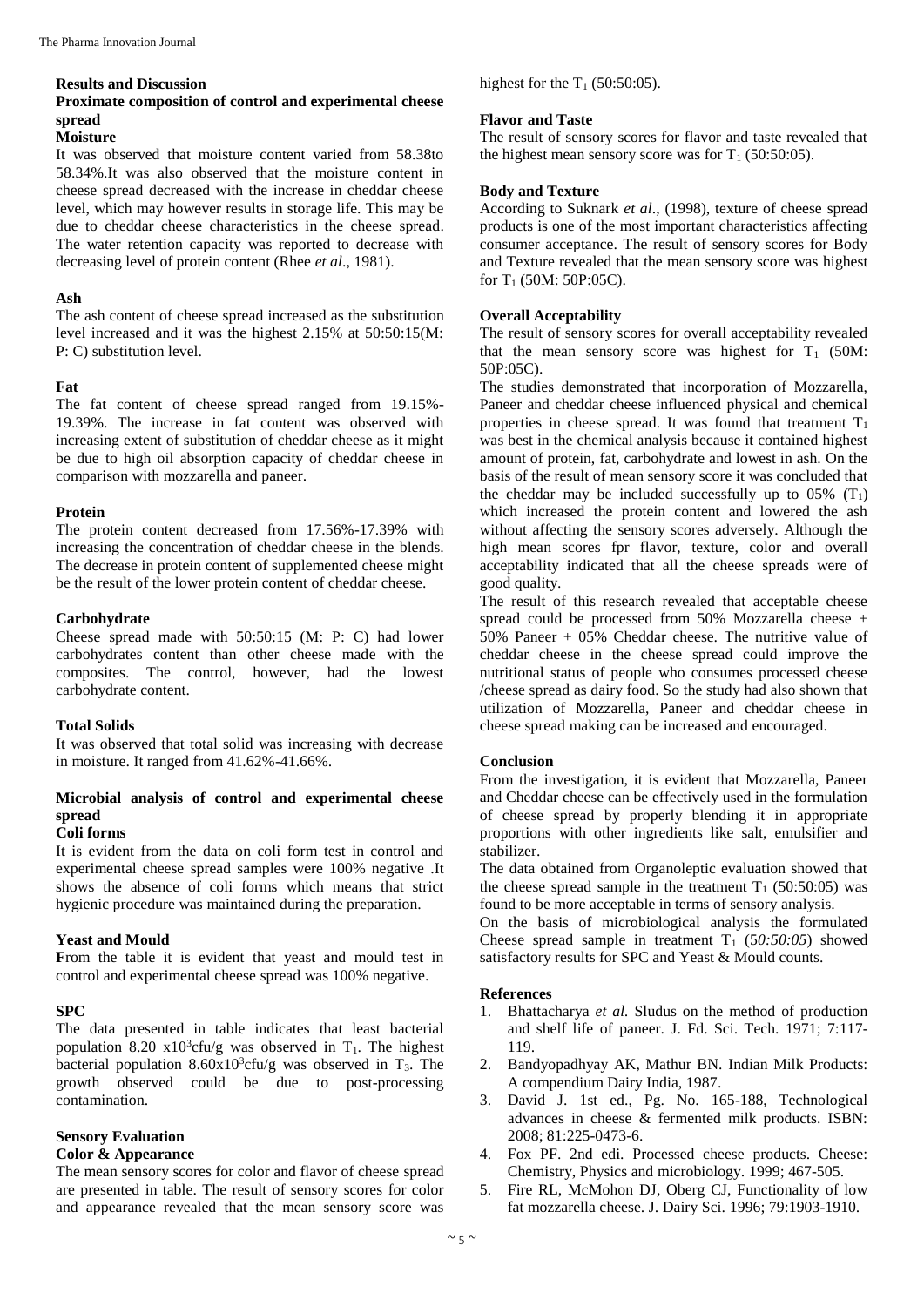## Results and Discussion

### Proximate composition of control and experimental cheese spread

#### Moisture

It was observed that moisture content varied from 58.38to 58.34%.It was also observed that the moisture content in cheese spread decreased with the increase in cheddar cheese level, which may however results in storage life. This may be due to cheddar cheese characteristics in the cheese spread. The water retention capacity was reported to decrease with decreasing level of protein content (Rhee *et al*., 1981).

#### Ash

The ash content of cheese spread increased as the substitution level increased and it was the highest 2.15% at 50:50:15(M: P: C) substitution level.

#### Fat

The fat content of cheese spread ranged from 19.15%-19.39%. The increase in fat content was observed with increasing extent of substitution of cheddar cheese as it might be due to high oil absorption capacity of cheddar cheese in comparison with mozzarella and paneer.

#### Protein

The protein content decreased from 17.56%-17.39% with increasing the concentration of cheddar cheese in the blends. The decrease in protein content of supplemented cheese might be the result of the lower protein content of cheddar cheese.

#### Carbohydrate

Cheese spread made with 50:50:15 (M: P: C) had lower carbohydrates content than other cheese made with the composites. The control, however, had the lowest carbohydrate content.

#### Total Solids

It was observed that total solid was increasing with decrease in moisture. It ranged from 41.62%-41.66%.

### Microbial analysis of control and experimental cheese spread

#### Coli forms

It is evident from the data on coli form test in control and experimental cheese spread samples were 100% negative .It shows the absence of coli forms which means that strict hygienic procedure was maintained during the preparation.

#### Yeast and Mould

**F**rom the table it is evident that yeast and mould test in control and experimental cheese spread was 100% negative.

#### SPC

The data presented in table indicates that least bacterial population 8.20 $x10^3$cfu/g was observed in $T_1$. The highest bacterial population $8.60x10^3$cfu/g was observed in $T_3$. The growth observed could be due to post-processing contamination.

### Sensory Evaluation

#### Color & Appearance

The mean sensory scores for color and flavor of cheese spread are presented in table. The result of sensory scores for color and appearance revealed that the mean sensory score was highest for the $T_1$ (50:50:05).

#### Flavor and Taste

The result of sensory scores for flavor and taste revealed that the highest mean sensory score was for $T_1$ (50:50:05).

#### Body and Texture

According to Suknark *et al*., (1998), texture of cheese spread products is one of the most important characteristics affecting consumer acceptance. The result of sensory scores for Body and Texture revealed that the mean sensory score was highest for $T_1$ (50M: 50P:05C).

#### Overall Acceptability

The result of sensory scores for overall acceptability revealed that the mean sensory score was highest for $T_1$ (50M: 50P:05C).

The studies demonstrated that incorporation of Mozzarella, Paneer and cheddar cheese influenced physical and chemical properties in cheese spread. It was found that treatment $T_1$ was best in the chemical analysis because it contained highest amount of protein, fat, carbohydrate and lowest in ash. On the basis of the result of mean sensory score it was concluded that the cheddar may be included successfully up to 05% ($T_1$) which increased the protein content and lowered the ash without affecting the sensory scores adversely. Although the high mean scores fpr flavor, texture, color and overall acceptability indicated that all the cheese spreads were of good quality.

The result of this research revealed that acceptable cheese spread could be processed from 50% Mozzarella cheese + 50% Paneer + 05% Cheddar cheese. The nutritive value of cheddar cheese in the cheese spread could improve the nutritional status of people who consumes processed cheese /cheese spread as dairy food. So the study had also shown that utilization of Mozzarella, Paneer and cheddar cheese in cheese spread making can be increased and encouraged.

## Conclusion

From the investigation, it is evident that Mozzarella, Paneer and Cheddar cheese can be effectively used in the formulation of cheese spread by properly blending it in appropriate proportions with other ingredients like salt, emulsifier and stabilizer.

The data obtained from Organoleptic evaluation showed that the cheese spread sample in the treatment $T_1$ (50:50:05) was found to be more acceptable in terms of sensory analysis.

On the basis of microbiological analysis the formulated Cheese spread sample in treatment $T_1$ (5*0:50:05*) showed satisfactory results for SPC and Yeast & Mould counts.

## References

1. Bhattacharya *et al.* Sludus on the method of production and shelf life of paneer. J. Fd. Sci. Tech. 1971; 7:117-119.
2. Bandyopadhyay AK, Mathur BN. Indian Milk Products: A compendium Dairy India, 1987.
3. David J. 1st ed., Pg. No. 165-188, Technological advances in cheese & fermented milk products. ISBN: 2008; 81:225-0473-6.
4. Fox PF. 2nd edi. Processed cheese products. Cheese: Chemistry, Physics and microbiology. 1999; 467-505.
5. Fire RL, McMohon DJ, Oberg CJ, Functionality of low fat mozzarella cheese. J. Dairy Sci. 1996; 79:1903-1910.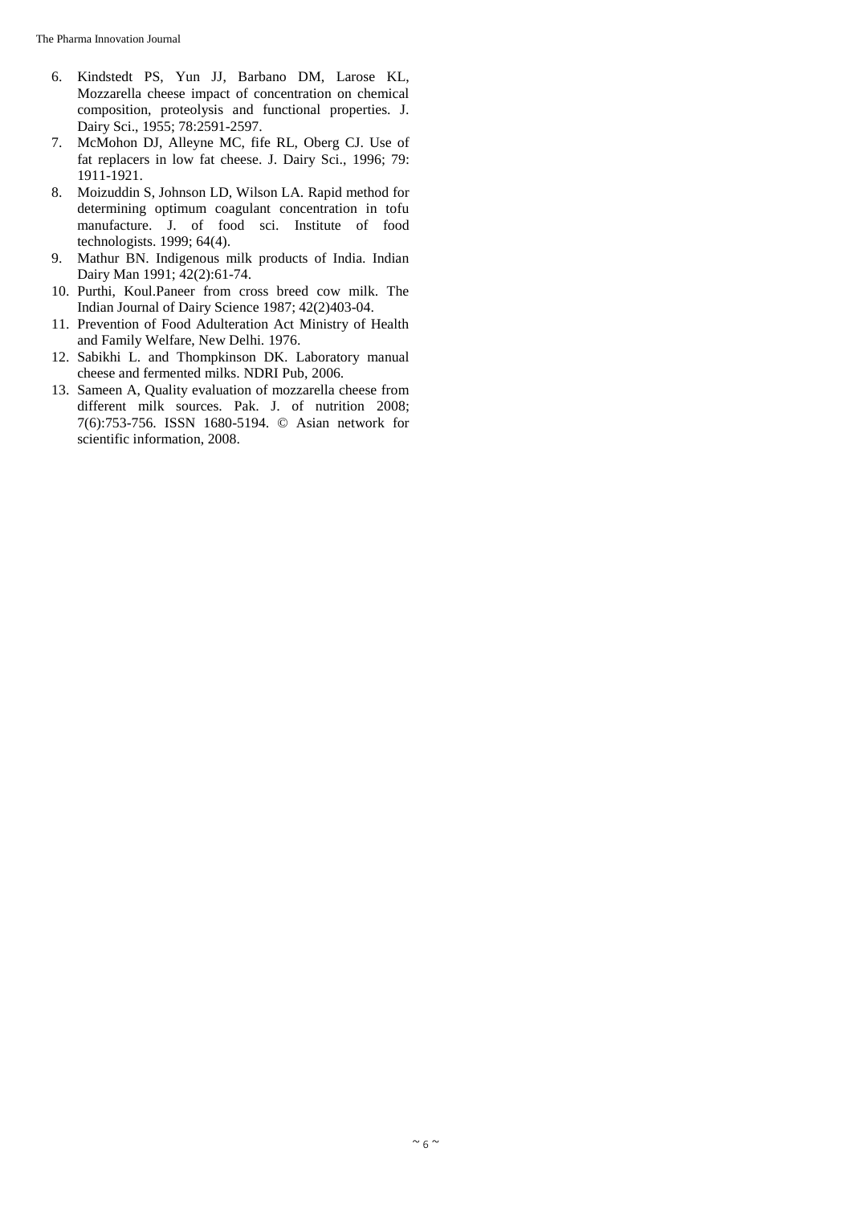6. Kindstedt PS, Yun JJ, Barbano DM, Larose KL, Mozzarella cheese impact of concentration on chemical composition, proteolysis and functional properties. J. Dairy Sci., 1955; 78:2591-2597.
7. McMohon DJ, Alleyne MC, fife RL, Oberg CJ. Use of fat replacers in low fat cheese. J. Dairy Sci., 1996; 79: 1911-1921.
8. Moizuddin S, Johnson LD, Wilson LA. Rapid method for determining optimum coagulant concentration in tofu manufacture. J. of food sci. Institute of food technologists. 1999; 64(4).
9. Mathur BN. Indigenous milk products of India. Indian Dairy Man 1991; 42(2):61-74.
10. Purthi, Koul.Paneer from cross breed cow milk. The Indian Journal of Dairy Science 1987; 42(2)403-04.
11. Prevention of Food Adulteration Act Ministry of Health and Family Welfare, New Delhi. 1976.
12. Sabikhi L. and Thompkinson DK. Laboratory manual cheese and fermented milks. NDRI Pub, 2006.
13. Sameen A, Quality evaluation of mozzarella cheese from different milk sources. Pak. J. of nutrition 2008; 7(6):753-756. ISSN 1680-5194. © Asian network for scientific information, 2008.